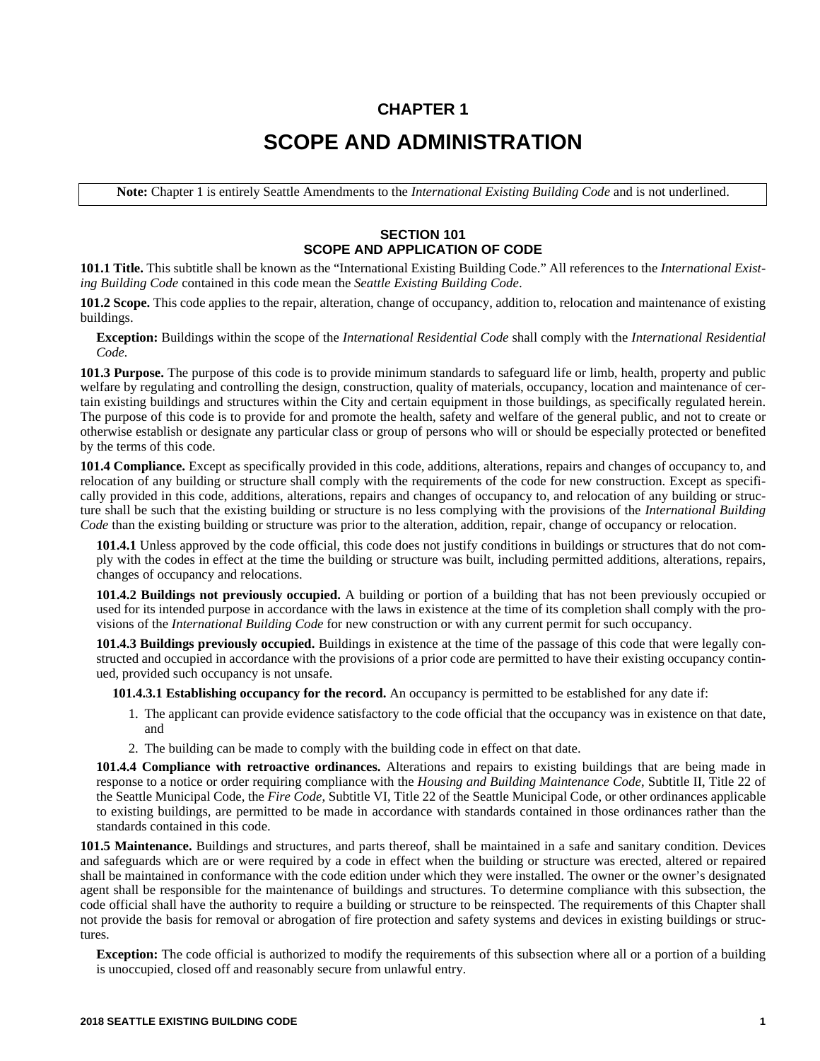# CHAPTER 1

# SCOPE AND ADMINISTRATION

**Note:** Chapter 1 is entirely Seattle Amendments to the *International Existing Building Code* and is not underlined.

## SECTION 101
## SCOPE AND APPLICATION OF CODE

**101.1 Title.** This subtitle shall be known as the "International Existing Building Code." All references to the *International Existing Building Code* contained in this code mean the *Seattle Existing Building Code*.

**101.2 Scope.** This code applies to the repair, alteration, change of occupancy, addition to, relocation and maintenance of existing buildings.

**Exception:** Buildings within the scope of the *International Residential Code* shall comply with the *International Residential Code*.

**101.3 Purpose.** The purpose of this code is to provide minimum standards to safeguard life or limb, health, property and public welfare by regulating and controlling the design, construction, quality of materials, occupancy, location and maintenance of certain existing buildings and structures within the City and certain equipment in those buildings, as specifically regulated herein. The purpose of this code is to provide for and promote the health, safety and welfare of the general public, and not to create or otherwise establish or designate any particular class or group of persons who will or should be especially protected or benefited by the terms of this code.

**101.4 Compliance.** Except as specifically provided in this code, additions, alterations, repairs and changes of occupancy to, and relocation of any building or structure shall comply with the requirements of the code for new construction. Except as specifically provided in this code, additions, alterations, repairs and changes of occupancy to, and relocation of any building or structure shall be such that the existing building or structure is no less complying with the provisions of the *International Building Code* than the existing building or structure was prior to the alteration, addition, repair, change of occupancy or relocation.

**101.4.1** Unless approved by the code official, this code does not justify conditions in buildings or structures that do not comply with the codes in effect at the time the building or structure was built, including permitted additions, alterations, repairs, changes of occupancy and relocations.

**101.4.2 Buildings not previously occupied.** A building or portion of a building that has not been previously occupied or used for its intended purpose in accordance with the laws in existence at the time of its completion shall comply with the provisions of the *International Building Code* for new construction or with any current permit for such occupancy.

**101.4.3 Buildings previously occupied.** Buildings in existence at the time of the passage of this code that were legally constructed and occupied in accordance with the provisions of a prior code are permitted to have their existing occupancy continued, provided such occupancy is not unsafe.

**101.4.3.1 Establishing occupancy for the record.** An occupancy is permitted to be established for any date if:

1. The applicant can provide evidence satisfactory to the code official that the occupancy was in existence on that date, and
2. The building can be made to comply with the building code in effect on that date.

**101.4.4 Compliance with retroactive ordinances.** Alterations and repairs to existing buildings that are being made in response to a notice or order requiring compliance with the *Housing and Building Maintenance Code*, Subtitle II, Title 22 of the Seattle Municipal Code, the *Fire Code*, Subtitle VI, Title 22 of the Seattle Municipal Code, or other ordinances applicable to existing buildings, are permitted to be made in accordance with standards contained in those ordinances rather than the standards contained in this code.

**101.5 Maintenance.** Buildings and structures, and parts thereof, shall be maintained in a safe and sanitary condition. Devices and safeguards which are or were required by a code in effect when the building or structure was erected, altered or repaired shall be maintained in conformance with the code edition under which they were installed. The owner or the owner's designated agent shall be responsible for the maintenance of buildings and structures. To determine compliance with this subsection, the code official shall have the authority to require a building or structure to be reinspected. The requirements of this Chapter shall not provide the basis for removal or abrogation of fire protection and safety systems and devices in existing buildings or structures.

**Exception:** The code official is authorized to modify the requirements of this subsection where all or a portion of a building is unoccupied, closed off and reasonably secure from unlawful entry.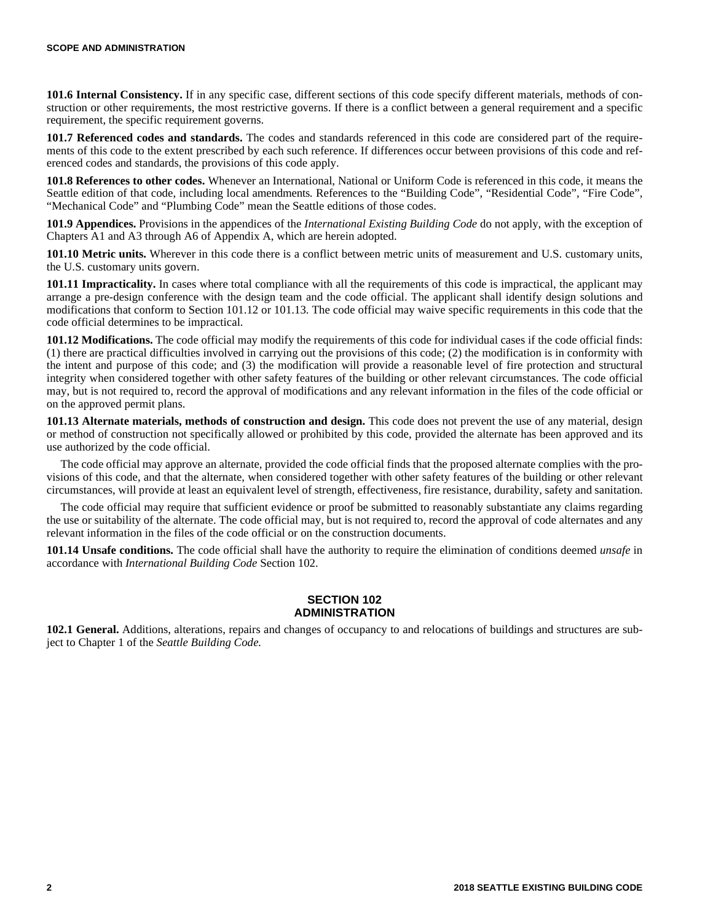**101.6 Internal Consistency.** If in any specific case, different sections of this code specify different materials, methods of construction or other requirements, the most restrictive governs. If there is a conflict between a general requirement and a specific requirement, the specific requirement governs.

**101.7 Referenced codes and standards.** The codes and standards referenced in this code are considered part of the requirements of this code to the extent prescribed by each such reference. If differences occur between provisions of this code and referenced codes and standards, the provisions of this code apply.

**101.8 References to other codes.** Whenever an International, National or Uniform Code is referenced in this code, it means the Seattle edition of that code, including local amendments. References to the "Building Code", "Residential Code", "Fire Code", "Mechanical Code" and "Plumbing Code" mean the Seattle editions of those codes.

**101.9 Appendices.** Provisions in the appendices of the *International Existing Building Code* do not apply, with the exception of Chapters A1 and A3 through A6 of Appendix A, which are herein adopted.

**101.10 Metric units.** Wherever in this code there is a conflict between metric units of measurement and U.S. customary units, the U.S. customary units govern.

**101.11 Impracticality.** In cases where total compliance with all the requirements of this code is impractical, the applicant may arrange a pre-design conference with the design team and the code official. The applicant shall identify design solutions and modifications that conform to Section 101.12 or 101.13. The code official may waive specific requirements in this code that the code official determines to be impractical.

**101.12 Modifications.** The code official may modify the requirements of this code for individual cases if the code official finds: (1) there are practical difficulties involved in carrying out the provisions of this code; (2) the modification is in conformity with the intent and purpose of this code; and (3) the modification will provide a reasonable level of fire protection and structural integrity when considered together with other safety features of the building or other relevant circumstances. The code official may, but is not required to, record the approval of modifications and any relevant information in the files of the code official or on the approved permit plans.

**101.13 Alternate materials, methods of construction and design.** This code does not prevent the use of any material, design or method of construction not specifically allowed or prohibited by this code, provided the alternate has been approved and its use authorized by the code official.

The code official may approve an alternate, provided the code official finds that the proposed alternate complies with the provisions of this code, and that the alternate, when considered together with other safety features of the building or other relevant circumstances, will provide at least an equivalent level of strength, effectiveness, fire resistance, durability, safety and sanitation.

The code official may require that sufficient evidence or proof be submitted to reasonably substantiate any claims regarding the use or suitability of the alternate. The code official may, but is not required to, record the approval of code alternates and any relevant information in the files of the code official or on the construction documents.

**101.14 Unsafe conditions.** The code official shall have the authority to require the elimination of conditions deemed *unsafe* in accordance with *International Building Code* Section 102.

## SECTION 102
## ADMINISTRATION

**102.1 General.** Additions, alterations, repairs and changes of occupancy to and relocations of buildings and structures are subject to Chapter 1 of the *Seattle Building Code.*